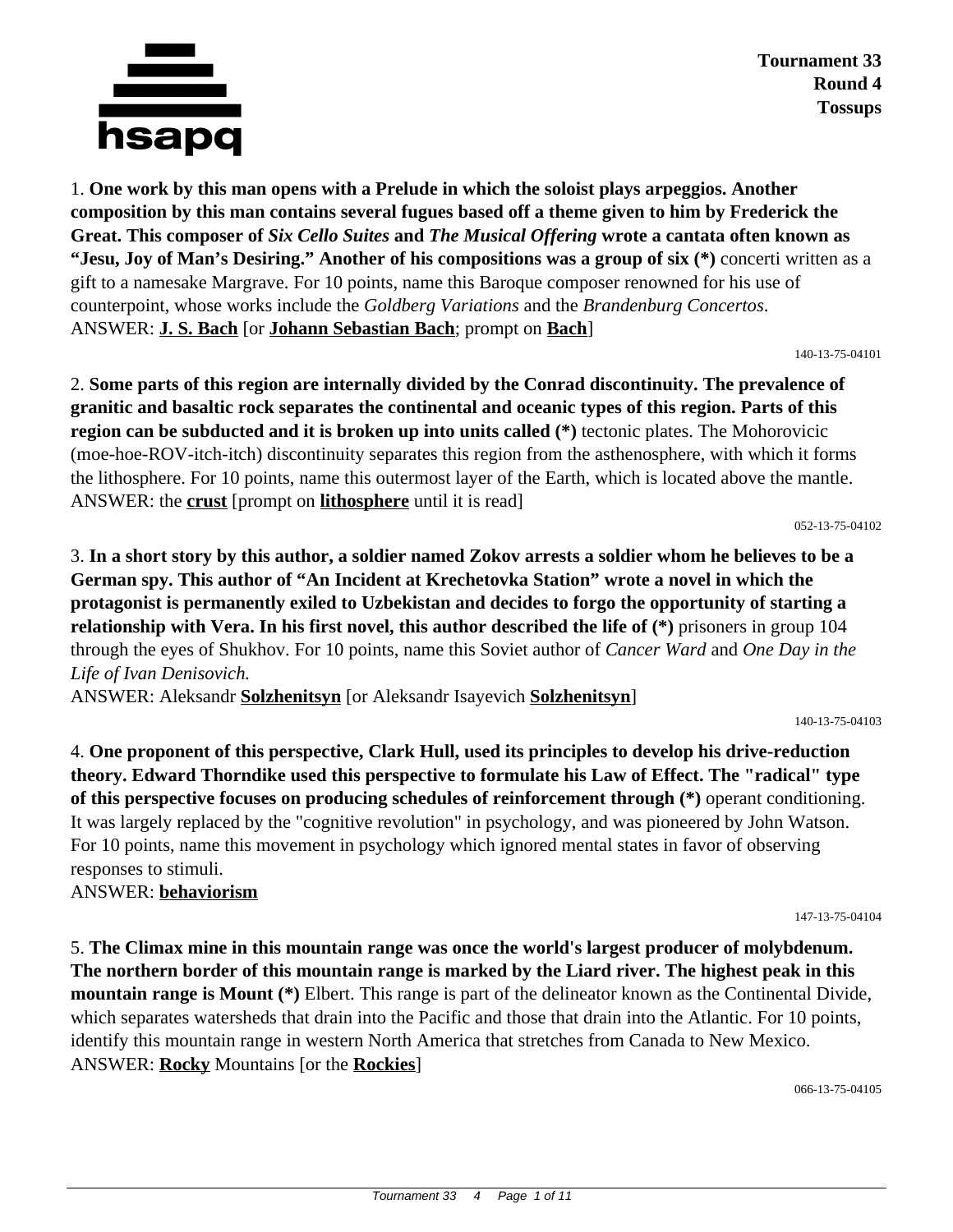**Tournament 33**
**Round 4**
**Tossups**

1. **One work by this man opens with a Prelude in which the soloist plays arpeggios. Another composition by this man contains several fugues based off a theme given to him by Frederick the Great. This composer of *Six Cello Suites* and *The Musical Offering* wrote a cantata often known as "Jesu, Joy of Man's Desiring." Another of his compositions was a group of six (*)** concerti written as a gift to a namesake Margrave. For 10 points, name this Baroque composer renowned for his use of counterpoint, whose works include the *Goldberg Variations* and the *Brandenburg Concertos*.
ANSWER: **J. S. Bach** [or **Johann Sebastian Bach**; prompt on **Bach**]

140-13-75-04101

2. **Some parts of this region are internally divided by the Conrad discontinuity. The prevalence of granitic and basaltic rock separates the continental and oceanic types of this region. Parts of this region can be subducted and it is broken up into units called (*)** tectonic plates. The Mohorovicic (moe-hoe-ROV-itch-itch) discontinuity separates this region from the asthenosphere, with which it forms the lithosphere. For 10 points, name this outermost layer of the Earth, which is located above the mantle.
ANSWER: the **crust** [prompt on **lithosphere** until it is read]

052-13-75-04102

3. **In a short story by this author, a soldier named Zokov arrests a soldier whom he believes to be a German spy. This author of "An Incident at Krechetovka Station" wrote a novel in which the protagonist is permanently exiled to Uzbekistan and decides to forgo the opportunity of starting a relationship with Vera. In his first novel, this author described the life of (*)** prisoners in group 104 through the eyes of Shukhov. For 10 points, name this Soviet author of *Cancer Ward* and *One Day in the Life of Ivan Denisovich.*
ANSWER: Aleksandr **Solzhenitsyn** [or Aleksandr Isayevich **Solzhenitsyn**]

140-13-75-04103

4. **One proponent of this perspective, Clark Hull, used its principles to develop his drive-reduction theory. Edward Thorndike used this perspective to formulate his Law of Effect. The "radical" type of this perspective focuses on producing schedules of reinforcement through (*)** operant conditioning. It was largely replaced by the "cognitive revolution" in psychology, and was pioneered by John Watson. For 10 points, name this movement in psychology which ignored mental states in favor of observing responses to stimuli.
ANSWER: **behaviorism**

147-13-75-04104

5. **The Climax mine in this mountain range was once the world's largest producer of molybdenum. The northern border of this mountain range is marked by the Liard river. The highest peak in this mountain range is Mount (*)** Elbert. This range is part of the delineator known as the Continental Divide, which separates watersheds that drain into the Pacific and those that drain into the Atlantic. For 10 points, identify this mountain range in western North America that stretches from Canada to New Mexico.
ANSWER: **Rocky** Mountains [or the **Rockies**]

066-13-75-04105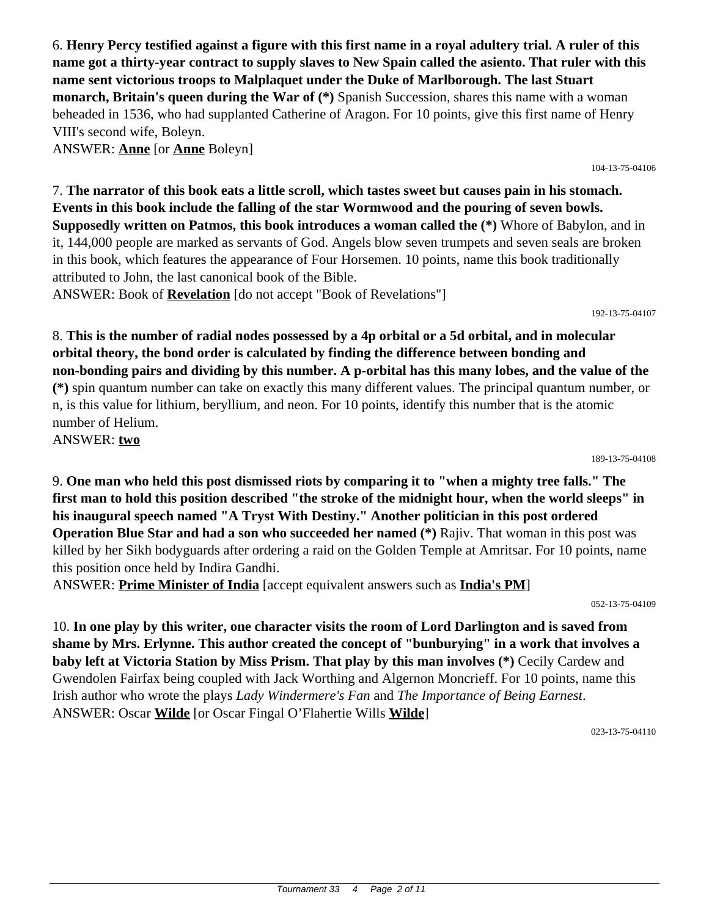6. **Henry Percy testified against a figure with this first name in a royal adultery trial. A ruler of this name got a thirty-year contract to supply slaves to New Spain called the asiento. That ruler with this name sent victorious troops to Malplaquet under the Duke of Marlborough. The last Stuart monarch, Britain's queen during the War of (*)** Spanish Succession, shares this name with a woman beheaded in 1536, who had supplanted Catherine of Aragon. For 10 points, give this first name of Henry VIII's second wife, Boleyn.

ANSWER: **Anne** [or **Anne** Boleyn]

104-13-75-04106

7. **The narrator of this book eats a little scroll, which tastes sweet but causes pain in his stomach. Events in this book include the falling of the star Wormwood and the pouring of seven bowls. Supposedly written on Patmos, this book introduces a woman called the (*)** Whore of Babylon, and in it, 144,000 people are marked as servants of God. Angels blow seven trumpets and seven seals are broken in this book, which features the appearance of Four Horsemen. 10 points, name this book traditionally attributed to John, the last canonical book of the Bible.

ANSWER: Book of **Revelation** [do not accept "Book of Revelations"]

192-13-75-04107

8. **This is the number of radial nodes possessed by a 4p orbital or a 5d orbital, and in molecular orbital theory, the bond order is calculated by finding the difference between bonding and non-bonding pairs and dividing by this number. A p-orbital has this many lobes, and the value of the (*)** spin quantum number can take on exactly this many different values. The principal quantum number, or n, is this value for lithium, beryllium, and neon. For 10 points, identify this number that is the atomic number of Helium.

ANSWER: **two**

189-13-75-04108

9. **One man who held this post dismissed riots by comparing it to "when a mighty tree falls." The first man to hold this position described "the stroke of the midnight hour, when the world sleeps" in his inaugural speech named "A Tryst With Destiny." Another politician in this post ordered Operation Blue Star and had a son who succeeded her named (*)** Rajiv. That woman in this post was killed by her Sikh bodyguards after ordering a raid on the Golden Temple at Amritsar. For 10 points, name this position once held by Indira Gandhi.

ANSWER: **Prime Minister of India** [accept equivalent answers such as **India's PM**]

052-13-75-04109

10. **In one play by this writer, one character visits the room of Lord Darlington and is saved from shame by Mrs. Erlynne. This author created the concept of "bunburying" in a work that involves a baby left at Victoria Station by Miss Prism. That play by this man involves (*)** Cecily Cardew and Gwendolen Fairfax being coupled with Jack Worthing and Algernon Moncrieff. For 10 points, name this Irish author who wrote the plays *Lady Windermere's Fan* and *The Importance of Being Earnest*.

ANSWER: Oscar **Wilde** [or Oscar Fingal O'Flahertie Wills **Wilde**]

023-13-75-04110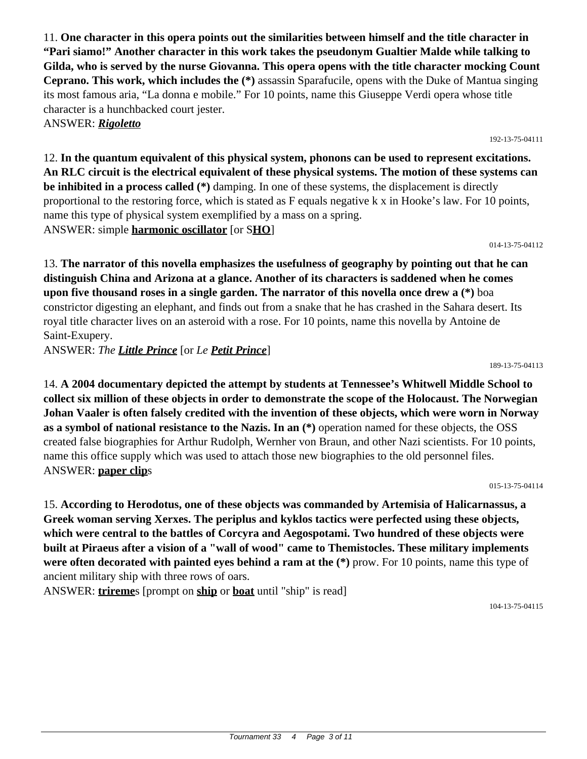11. **One character in this opera points out the similarities between himself and the title character in "Pari siamo!" Another character in this work takes the pseudonym Gualtier Malde while talking to Gilda, who is served by the nurse Giovanna. This opera opens with the title character mocking Count Ceprano. This work, which includes the (*)** assassin Sparafucile, opens with the Duke of Mantua singing its most famous aria, "La donna e mobile." For 10 points, name this Giuseppe Verdi opera whose title character is a hunchbacked court jester.

ANSWER: ***Rigoletto***

192-13-75-04111

12. **In the quantum equivalent of this physical system, phonons can be used to represent excitations. An RLC circuit is the electrical equivalent of these physical systems. The motion of these systems can be inhibited in a process called (*)** damping. In one of these systems, the displacement is directly proportional to the restoring force, which is stated as F equals negative k x in Hooke's law. For 10 points, name this type of physical system exemplified by a mass on a spring.

ANSWER: simple **harmonic oscillator** [or S**HO**]

014-13-75-04112

13. **The narrator of this novella emphasizes the usefulness of geography by pointing out that he can distinguish China and Arizona at a glance. Another of its characters is saddened when he comes upon five thousand roses in a single garden. The narrator of this novella once drew a (*)** boa constrictor digesting an elephant, and finds out from a snake that he has crashed in the Sahara desert. Its royal title character lives on an asteroid with a rose. For 10 points, name this novella by Antoine de Saint-Exupery.

ANSWER: *The* ***Little Prince*** [or *Le* ***Petit Prince***]

189-13-75-04113

14. **A 2004 documentary depicted the attempt by students at Tennessee's Whitwell Middle School to collect six million of these objects in order to demonstrate the scope of the Holocaust. The Norwegian Johan Vaaler is often falsely credited with the invention of these objects, which were worn in Norway as a symbol of national resistance to the Nazis. In an (*)** operation named for these objects, the OSS created false biographies for Arthur Rudolph, Wernher von Braun, and other Nazi scientists. For 10 points, name this office supply which was used to attach those new biographies to the old personnel files.

ANSWER: **paper clip**s

015-13-75-04114

15. **According to Herodotus, one of these objects was commanded by Artemisia of Halicarnassus, a Greek woman serving Xerxes. The periplus and kyklos tactics were perfected using these objects, which were central to the battles of Corcyra and Aegospotami. Two hundred of these objects were built at Piraeus after a vision of a "wall of wood" came to Themistocles. These military implements were often decorated with painted eyes behind a ram at the (*)** prow. For 10 points, name this type of ancient military ship with three rows of oars.

ANSWER: **trireme**s [prompt on **ship** or **boat** until "ship" is read]

104-13-75-04115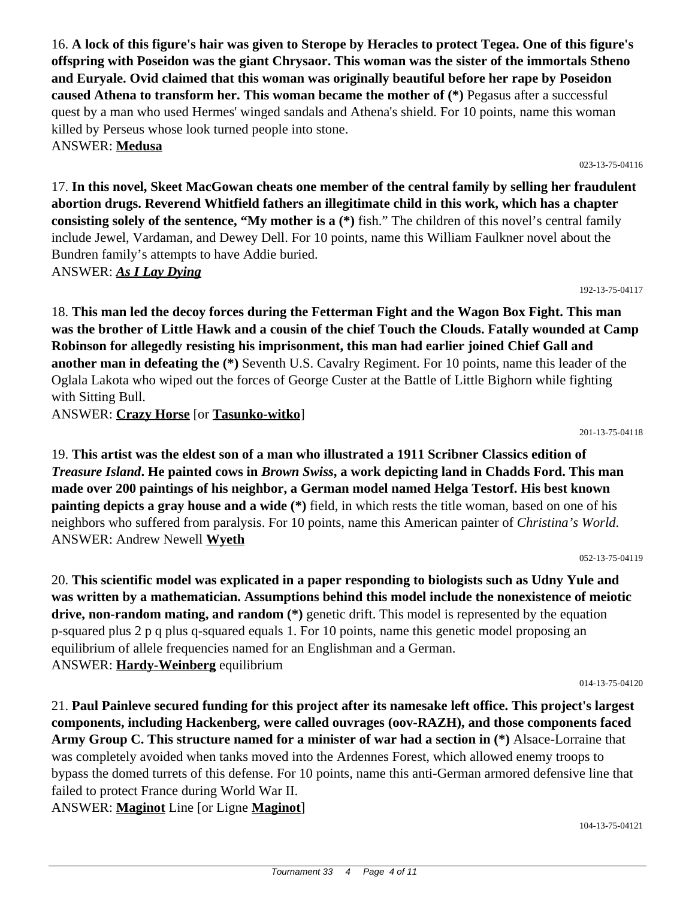16. **A lock of this figure's hair was given to Sterope by Heracles to protect Tegea. One of this figure's offspring with Poseidon was the giant Chrysaor. This woman was the sister of the immortals Stheno and Euryale. Ovid claimed that this woman was originally beautiful before her rape by Poseidon caused Athena to transform her. This woman became the mother of (*)** Pegasus after a successful quest by a man who used Hermes' winged sandals and Athena's shield. For 10 points, name this woman killed by Perseus whose look turned people into stone.
ANSWER: **Medusa**

023-13-75-04116

17. **In this novel, Skeet MacGowan cheats one member of the central family by selling her fraudulent abortion drugs. Reverend Whitfield fathers an illegitimate child in this work, which has a chapter consisting solely of the sentence, "My mother is a (*)** fish." The children of this novel's central family include Jewel, Vardaman, and Dewey Dell. For 10 points, name this William Faulkner novel about the Bundren family's attempts to have Addie buried.
ANSWER: ***As I Lay Dying***

192-13-75-04117

18. **This man led the decoy forces during the Fetterman Fight and the Wagon Box Fight. This man was the brother of Little Hawk and a cousin of the chief Touch the Clouds. Fatally wounded at Camp Robinson for allegedly resisting his imprisonment, this man had earlier joined Chief Gall and another man in defeating the (*)** Seventh U.S. Cavalry Regiment. For 10 points, name this leader of the Oglala Lakota who wiped out the forces of George Custer at the Battle of Little Bighorn while fighting with Sitting Bull.
ANSWER: **Crazy Horse** [or **Tasunko-witko**]

201-13-75-04118

19. **This artist was the eldest son of a man who illustrated a 1911 Scribner Classics edition of *Treasure Island*. He painted cows in *Brown Swiss*, a work depicting land in Chadds Ford. This man made over 200 paintings of his neighbor, a German model named Helga Testorf. His best known painting depicts a gray house and a wide (*)** field, in which rests the title woman, based on one of his neighbors who suffered from paralysis. For 10 points, name this American painter of *Christina's World*.
ANSWER: Andrew Newell **Wyeth**

052-13-75-04119

20. **This scientific model was explicated in a paper responding to biologists such as Udny Yule and was written by a mathematician. Assumptions behind this model include the nonexistence of meiotic drive, non-random mating, and random (*)** genetic drift. This model is represented by the equation p-squared plus 2 p q plus q-squared equals 1. For 10 points, name this genetic model proposing an equilibrium of allele frequencies named for an Englishman and a German.
ANSWER: **Hardy-Weinberg** equilibrium

014-13-75-04120

21. **Paul Painleve secured funding for this project after its namesake left office. This project's largest components, including Hackenberg, were called ouvrages (oov-RAZH), and those components faced Army Group C. This structure named for a minister of war had a section in (*)** Alsace-Lorraine that was completely avoided when tanks moved into the Ardennes Forest, which allowed enemy troops to bypass the domed turrets of this defense. For 10 points, name this anti-German armored defensive line that failed to protect France during World War II.
ANSWER: **Maginot** Line [or Ligne **Maginot**]

104-13-75-04121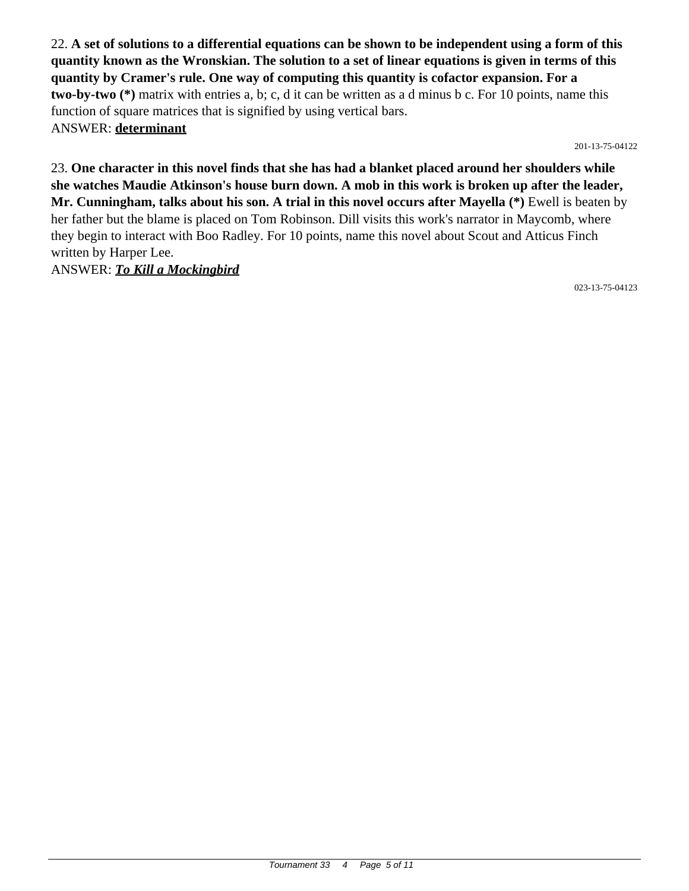22. **A set of solutions to a differential equations can be shown to be independent using a form of this quantity known as the Wronskian. The solution to a set of linear equations is given in terms of this quantity by Cramer's rule. One way of computing this quantity is cofactor expansion. For a two-by-two (*)** matrix with entries a, b; c, d it can be written as a d minus b c. For 10 points, name this function of square matrices that is signified by using vertical bars.

ANSWER: **determinant**

201-13-75-04122

23. **One character in this novel finds that she has had a blanket placed around her shoulders while she watches Maudie Atkinson's house burn down. A mob in this work is broken up after the leader, Mr. Cunningham, talks about his son. A trial in this novel occurs after Mayella (*)** Ewell is beaten by her father but the blame is placed on Tom Robinson. Dill visits this work's narrator in Maycomb, where they begin to interact with Boo Radley. For 10 points, name this novel about Scout and Atticus Finch written by Harper Lee.

ANSWER: ***To Kill a Mockingbird***

023-13-75-04123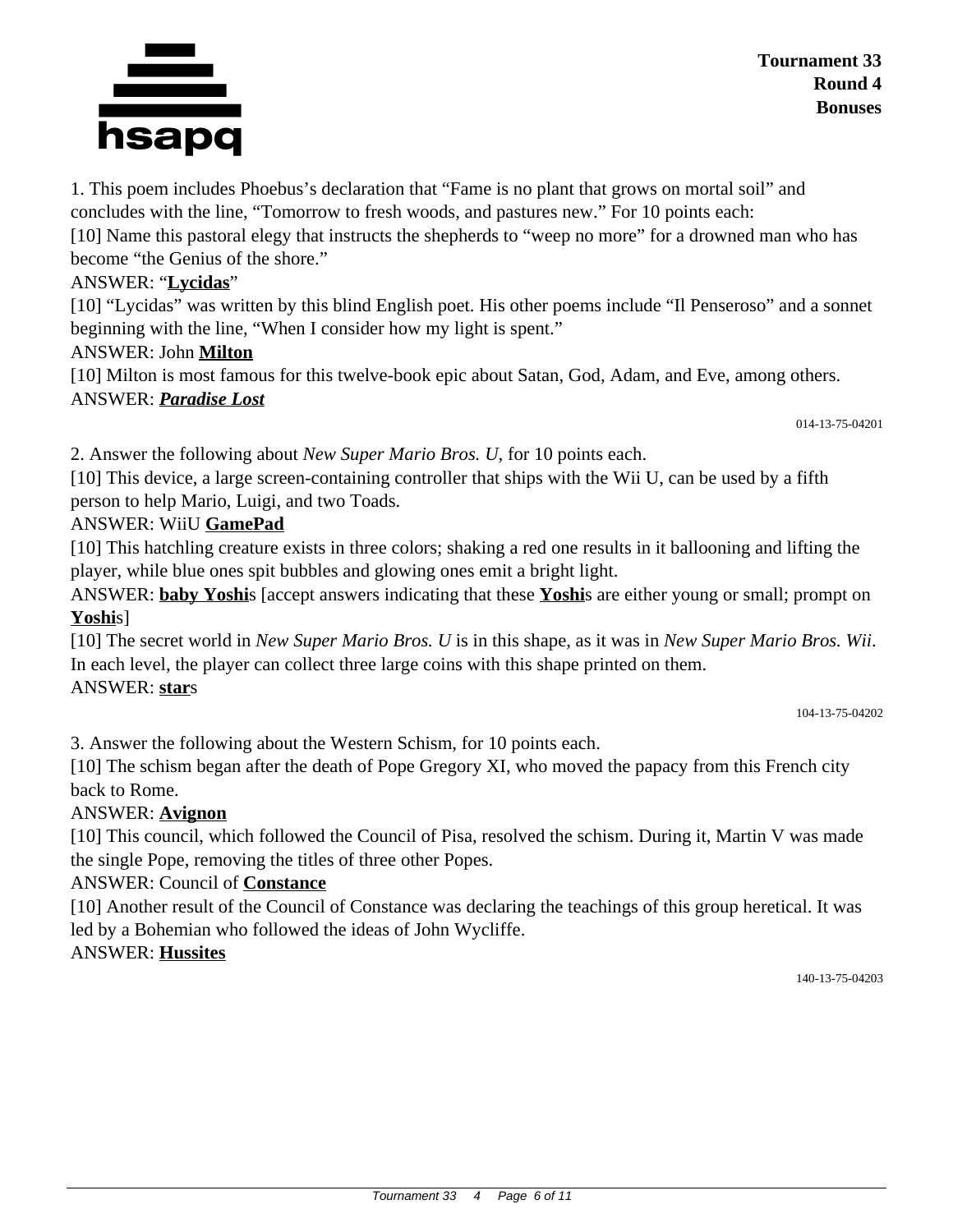1. This poem includes Phoebus's declaration that "Fame is no plant that grows on mortal soil" and concludes with the line, "Tomorrow to fresh woods, and pastures new." For 10 points each:

[10] Name this pastoral elegy that instructs the shepherds to "weep no more" for a drowned man who has become "the Genius of the shore."

ANSWER: "**Lycidas**"

[10] "Lycidas" was written by this blind English poet. His other poems include "Il Penseroso" and a sonnet beginning with the line, "When I consider how my light is spent."

ANSWER: John **Milton**

[10] Milton is most famous for this twelve-book epic about Satan, God, Adam, and Eve, among others.

ANSWER: ***Paradise Lost***

014-13-75-04201

2. Answer the following about *New Super Mario Bros. U*, for 10 points each.

[10] This device, a large screen-containing controller that ships with the Wii U, can be used by a fifth person to help Mario, Luigi, and two Toads.

ANSWER: WiiU **GamePad**

[10] This hatchling creature exists in three colors; shaking a red one results in it ballooning and lifting the player, while blue ones spit bubbles and glowing ones emit a bright light.

ANSWER: **baby Yoshi**s [accept answers indicating that these **Yoshi**s are either young or small; prompt on **Yoshi**s]

[10] The secret world in *New Super Mario Bros. U* is in this shape, as it was in *New Super Mario Bros. Wii*. In each level, the player can collect three large coins with this shape printed on them.

ANSWER: **star**s

104-13-75-04202

3. Answer the following about the Western Schism, for 10 points each.

[10] The schism began after the death of Pope Gregory XI, who moved the papacy from this French city back to Rome.

ANSWER: **Avignon**

[10] This council, which followed the Council of Pisa, resolved the schism. During it, Martin V was made the single Pope, removing the titles of three other Popes.

ANSWER: Council of **Constance**

[10] Another result of the Council of Constance was declaring the teachings of this group heretical. It was led by a Bohemian who followed the ideas of John Wycliffe.

ANSWER: **Hussites**

140-13-75-04203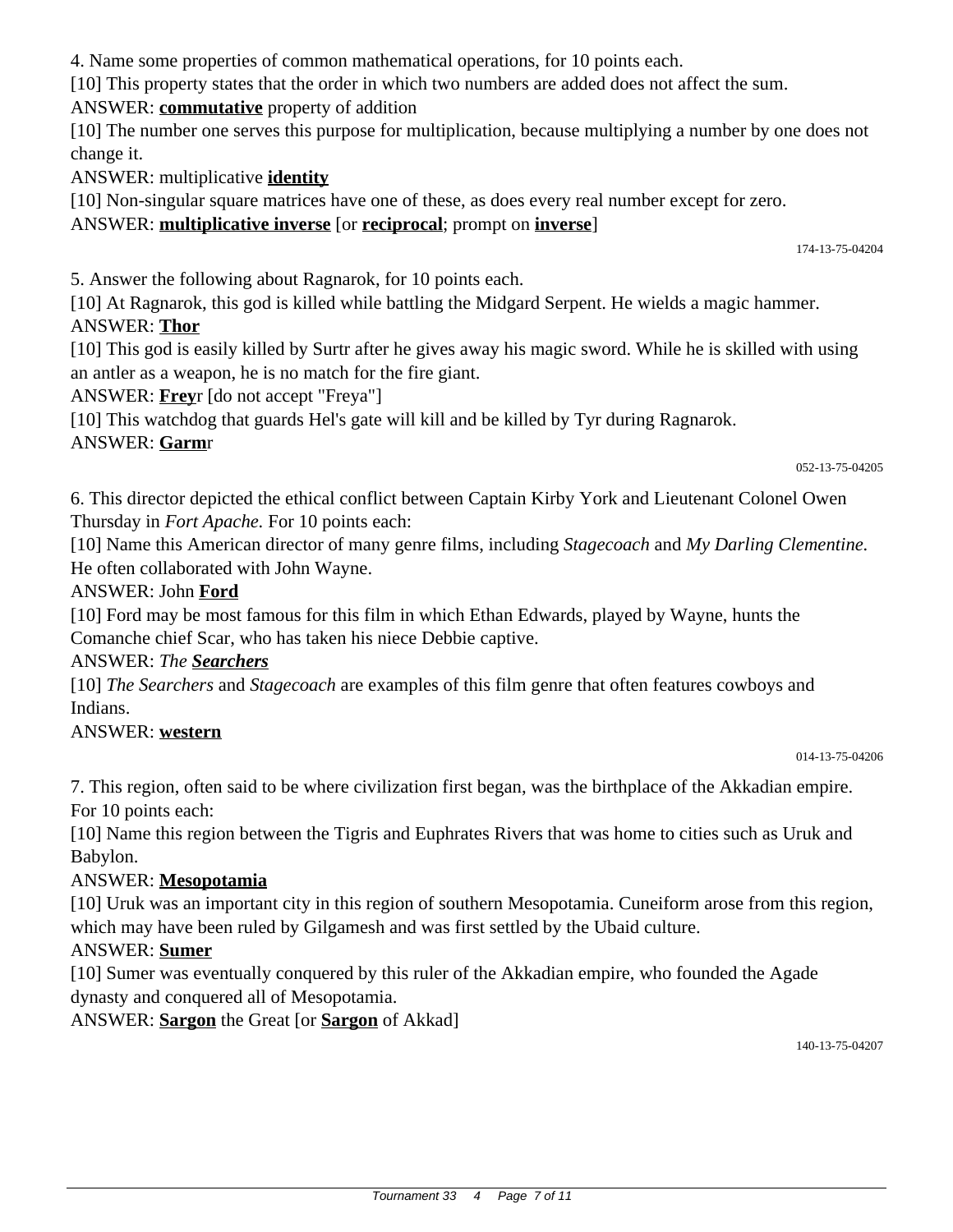4. Name some properties of common mathematical operations, for 10 points each.

[10] This property states that the order in which two numbers are added does not affect the sum.

ANSWER: **commutative** property of addition

[10] The number one serves this purpose for multiplication, because multiplying a number by one does not change it.

ANSWER: multiplicative **identity**

[10] Non-singular square matrices have one of these, as does every real number except for zero.

ANSWER: **multiplicative inverse** [or **reciprocal**; prompt on **inverse**]

174-13-75-04204

5. Answer the following about Ragnarok, for 10 points each.

[10] At Ragnarok, this god is killed while battling the Midgard Serpent. He wields a magic hammer.

ANSWER: **Thor**

[10] This god is easily killed by Surtr after he gives away his magic sword. While he is skilled with using an antler as a weapon, he is no match for the fire giant.

ANSWER: **Frey**r [do not accept "Freya"]

[10] This watchdog that guards Hel's gate will kill and be killed by Tyr during Ragnarok.

ANSWER: **Garm**r

052-13-75-04205

6. This director depicted the ethical conflict between Captain Kirby York and Lieutenant Colonel Owen Thursday in *Fort Apache.* For 10 points each:

[10] Name this American director of many genre films, including *Stagecoach* and *My Darling Clementine.* He often collaborated with John Wayne.

ANSWER: John **Ford**

[10] Ford may be most famous for this film in which Ethan Edwards, played by Wayne, hunts the Comanche chief Scar, who has taken his niece Debbie captive.

ANSWER: *The* ***Searchers***

[10] *The Searchers* and *Stagecoach* are examples of this film genre that often features cowboys and Indians.

ANSWER: **western**

014-13-75-04206

7. This region, often said to be where civilization first began, was the birthplace of the Akkadian empire. For 10 points each:

[10] Name this region between the Tigris and Euphrates Rivers that was home to cities such as Uruk and Babylon.

ANSWER: **Mesopotamia**

[10] Uruk was an important city in this region of southern Mesopotamia. Cuneiform arose from this region, which may have been ruled by Gilgamesh and was first settled by the Ubaid culture.

ANSWER: **Sumer**

[10] Sumer was eventually conquered by this ruler of the Akkadian empire, who founded the Agade dynasty and conquered all of Mesopotamia.

ANSWER: **Sargon** the Great [or **Sargon** of Akkad]

140-13-75-04207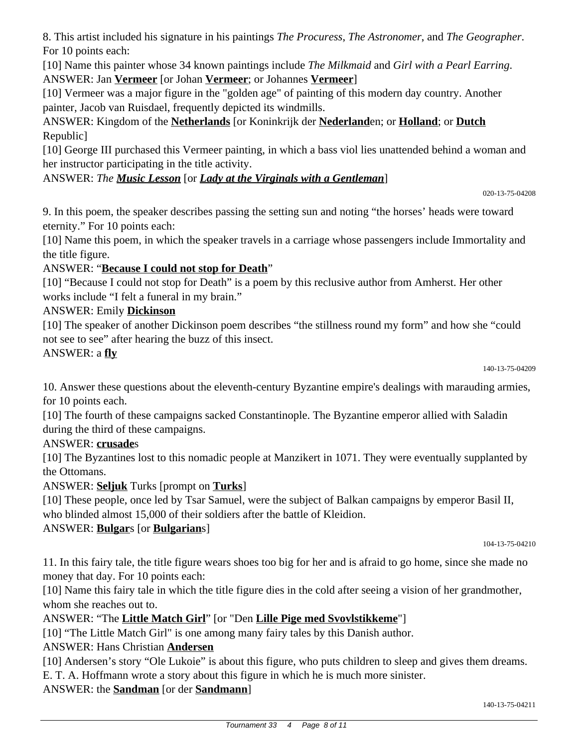8. This artist included his signature in his paintings *The Procuress*, *The Astronomer*, and *The Geographer*. For 10 points each:

[10] Name this painter whose 34 known paintings include *The Milkmaid* and *Girl with a Pearl Earring*.

ANSWER: Jan **Vermeer** [or Johan **Vermeer**; or Johannes **Vermeer**]

[10] Vermeer was a major figure in the "golden age" of painting of this modern day country. Another painter, Jacob van Ruisdael, frequently depicted its windmills.

ANSWER: Kingdom of the **Netherlands** [or Koninkrijk der **Nederland**en; or **Holland**; or **Dutch** Republic]

[10] George III purchased this Vermeer painting, in which a bass viol lies unattended behind a woman and her instructor participating in the title activity.

ANSWER: *The **Music Lesson*** [or ***Lady at the Virginals with a Gentleman***]

020-13-75-04208

9. In this poem, the speaker describes passing the setting sun and noting "the horses' heads were toward eternity." For 10 points each:

[10] Name this poem, in which the speaker travels in a carriage whose passengers include Immortality and the title figure.

ANSWER: "**Because I could not stop for Death**"

[10] "Because I could not stop for Death" is a poem by this reclusive author from Amherst. Her other works include "I felt a funeral in my brain."

ANSWER: Emily **Dickinson**

[10] The speaker of another Dickinson poem describes "the stillness round my form" and how she "could not see to see" after hearing the buzz of this insect.

ANSWER: a **fly**

140-13-75-04209

10. Answer these questions about the eleventh-century Byzantine empire's dealings with marauding armies, for 10 points each.

[10] The fourth of these campaigns sacked Constantinople. The Byzantine emperor allied with Saladin during the third of these campaigns.

ANSWER: **crusade**s

[10] The Byzantines lost to this nomadic people at Manzikert in 1071. They were eventually supplanted by the Ottomans.

ANSWER: **Seljuk** Turks [prompt on **Turks**]

[10] These people, once led by Tsar Samuel, were the subject of Balkan campaigns by emperor Basil II, who blinded almost 15,000 of their soldiers after the battle of Kleidion.

ANSWER: **Bulgar**s [or **Bulgarian**s]

104-13-75-04210

11. In this fairy tale, the title figure wears shoes too big for her and is afraid to go home, since she made no money that day. For 10 points each:

[10] Name this fairy tale in which the title figure dies in the cold after seeing a vision of her grandmother, whom she reaches out to.

ANSWER: "The **Little Match Girl**" [or "Den **Lille Pige med Svovlstikkeme**"]

[10] "The Little Match Girl" is one among many fairy tales by this Danish author.

ANSWER: Hans Christian **Andersen**

[10] Andersen's story "Ole Lukoie" is about this figure, who puts children to sleep and gives them dreams. E. T. A. Hoffmann wrote a story about this figure in which he is much more sinister.

ANSWER: the **Sandman** [or der **Sandmann**]

140-13-75-04211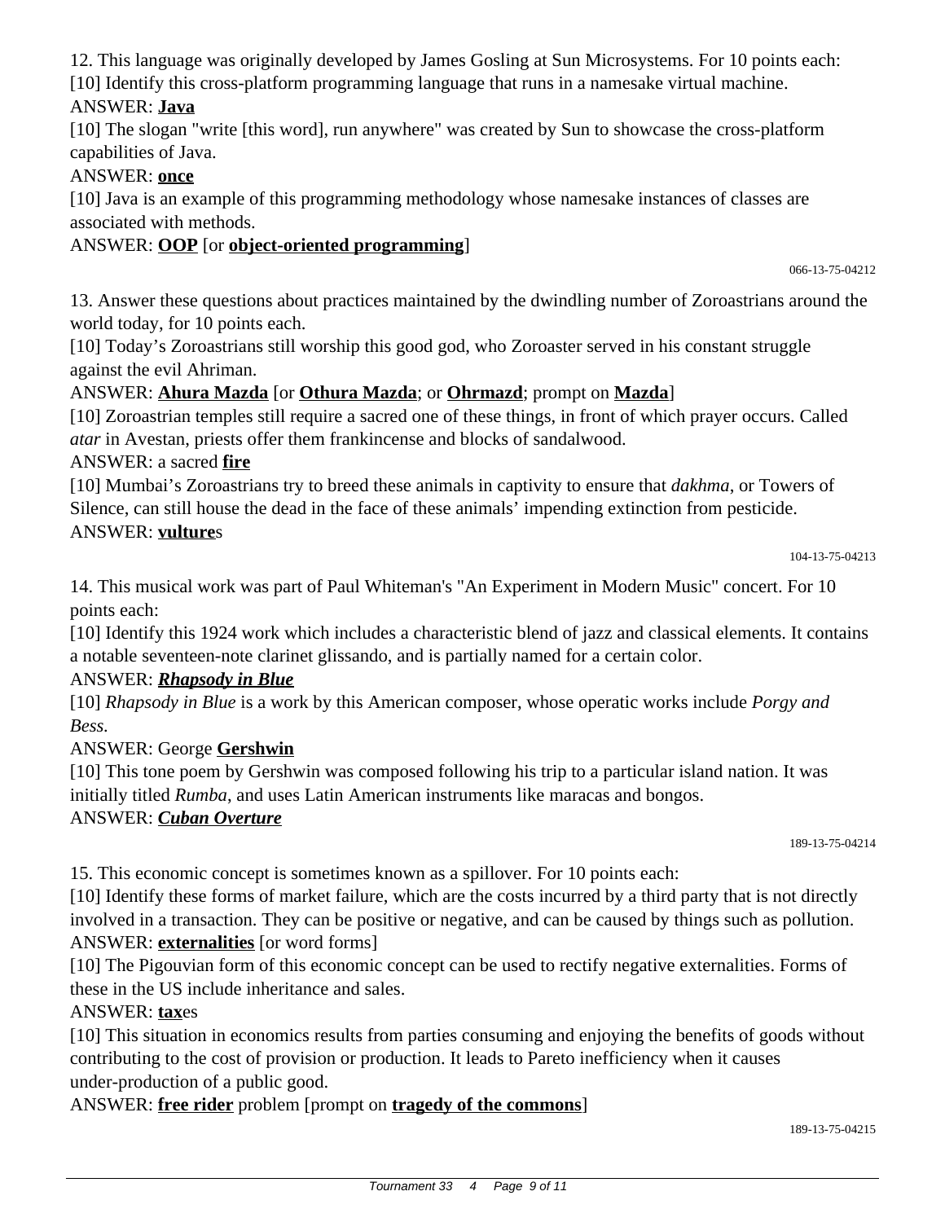12. This language was originally developed by James Gosling at Sun Microsystems. For 10 points each:

[10] Identify this cross-platform programming language that runs in a namesake virtual machine.

ANSWER: **<u>Java</u>**

[10] The slogan "write [this word], run anywhere" was created by Sun to showcase the cross-platform capabilities of Java.

ANSWER: **<u>once</u>**

[10] Java is an example of this programming methodology whose namesake instances of classes are associated with methods.

ANSWER: **<u>OOP</u>** [or **<u>object-oriented programming</u>**]

066-13-75-04212

13. Answer these questions about practices maintained by the dwindling number of Zoroastrians around the world today, for 10 points each.

[10] Today's Zoroastrians still worship this good god, who Zoroaster served in his constant struggle against the evil Ahriman.

ANSWER: **<u>Ahura Mazda</u>** [or **<u>Othura Mazda</u>**; or **<u>Ohrmazd</u>**; prompt on **<u>Mazda</u>**]

[10] Zoroastrian temples still require a sacred one of these things, in front of which prayer occurs. Called *atar* in Avestan, priests offer them frankincense and blocks of sandalwood.

ANSWER: a sacred **<u>fire</u>**

[10] Mumbai's Zoroastrians try to breed these animals in captivity to ensure that *dakhma*, or Towers of Silence, can still house the dead in the face of these animals' impending extinction from pesticide.

ANSWER: **<u>vulture</u>**s

104-13-75-04213

14. This musical work was part of Paul Whiteman's "An Experiment in Modern Music" concert. For 10 points each:

[10] Identify this 1924 work which includes a characteristic blend of jazz and classical elements. It contains a notable seventeen-note clarinet glissando, and is partially named for a certain color.

ANSWER: ***<u>Rhapsody in Blue</u>***

[10] *Rhapsody in Blue* is a work by this American composer, whose operatic works include *Porgy and Bess.*

ANSWER: George **<u>Gershwin</u>**

[10] This tone poem by Gershwin was composed following his trip to a particular island nation. It was initially titled *Rumba*, and uses Latin American instruments like maracas and bongos.

ANSWER: ***<u>Cuban Overture</u>***

189-13-75-04214

15. This economic concept is sometimes known as a spillover. For 10 points each:

[10] Identify these forms of market failure, which are the costs incurred by a third party that is not directly involved in a transaction. They can be positive or negative, and can be caused by things such as pollution.

ANSWER: **<u>externalities</u>** [or word forms]

[10] The Pigouvian form of this economic concept can be used to rectify negative externalities. Forms of these in the US include inheritance and sales.

ANSWER: **<u>tax</u>**es

[10] This situation in economics results from parties consuming and enjoying the benefits of goods without contributing to the cost of provision or production. It leads to Pareto inefficiency when it causes under-production of a public good.

ANSWER: **<u>free rider</u>** problem [prompt on **<u>tragedy of the commons</u>**]

189-13-75-04215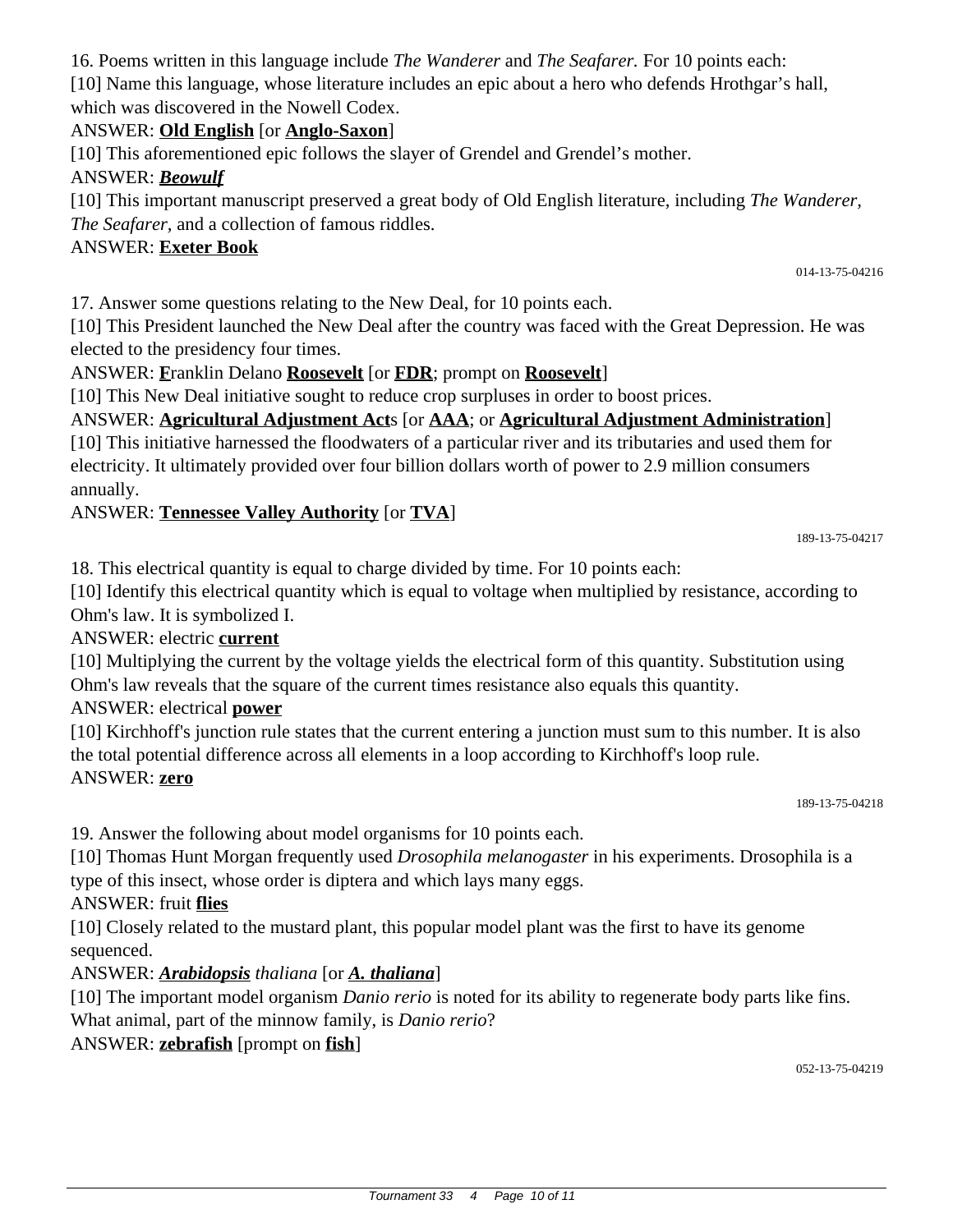16. Poems written in this language include *The Wanderer* and *The Seafarer.* For 10 points each:

[10] Name this language, whose literature includes an epic about a hero who defends Hrothgar's hall, which was discovered in the Nowell Codex.

ANSWER: **Old English** [or **Anglo-Saxon**]

[10] This aforementioned epic follows the slayer of Grendel and Grendel's mother.

ANSWER: ***Beowulf***

[10] This important manuscript preserved a great body of Old English literature, including *The Wanderer*, *The Seafarer*, and a collection of famous riddles.

ANSWER: **Exeter Book**

014-13-75-04216

17. Answer some questions relating to the New Deal, for 10 points each.

[10] This President launched the New Deal after the country was faced with the Great Depression. He was elected to the presidency four times.

ANSWER: **F**ranklin Delano **Roosevelt** [or **FDR**; prompt on **Roosevelt**]

[10] This New Deal initiative sought to reduce crop surpluses in order to boost prices.

ANSWER: **Agricultural Adjustment Act**s [or **AAA**; or **Agricultural Adjustment Administration**]

[10] This initiative harnessed the floodwaters of a particular river and its tributaries and used them for electricity. It ultimately provided over four billion dollars worth of power to 2.9 million consumers annually.

ANSWER: **Tennessee Valley Authority** [or **TVA**]

189-13-75-04217

18. This electrical quantity is equal to charge divided by time. For 10 points each:

[10] Identify this electrical quantity which is equal to voltage when multiplied by resistance, according to Ohm's law. It is symbolized I.

ANSWER: electric **current**

[10] Multiplying the current by the voltage yields the electrical form of this quantity. Substitution using Ohm's law reveals that the square of the current times resistance also equals this quantity.

ANSWER: electrical **power**

[10] Kirchhoff's junction rule states that the current entering a junction must sum to this number. It is also the total potential difference across all elements in a loop according to Kirchhoff's loop rule.

ANSWER: **zero**

189-13-75-04218

19. Answer the following about model organisms for 10 points each.

[10] Thomas Hunt Morgan frequently used *Drosophila melanogaster* in his experiments. Drosophila is a type of this insect, whose order is diptera and which lays many eggs.

ANSWER: fruit **flies**

[10] Closely related to the mustard plant, this popular model plant was the first to have its genome sequenced.

ANSWER: ***Arabidopsis*** *thaliana* [or ***A. thaliana***]

[10] The important model organism *Danio rerio* is noted for its ability to regenerate body parts like fins. What animal, part of the minnow family, is *Danio rerio*?

ANSWER: **zebrafish** [prompt on **fish**]

052-13-75-04219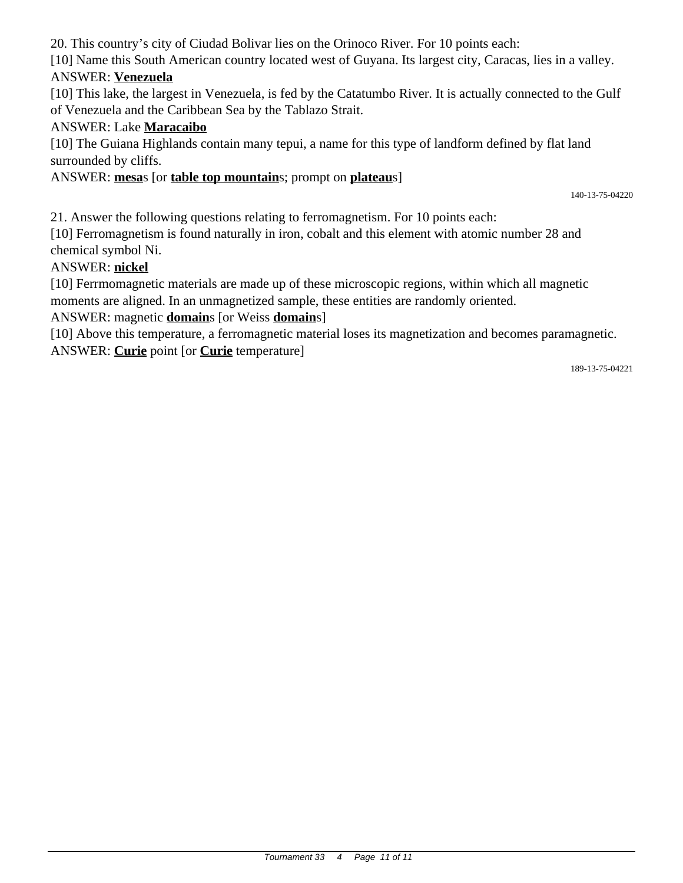20. This country's city of Ciudad Bolivar lies on the Orinoco River. For 10 points each:

[10] Name this South American country located west of Guyana. Its largest city, Caracas, lies in a valley.

ANSWER: **<u>Venezuela</u>**

[10] This lake, the largest in Venezuela, is fed by the Catatumbo River. It is actually connected to the Gulf of Venezuela and the Caribbean Sea by the Tablazo Strait.

ANSWER: Lake **<u>Maracaibo</u>**

[10] The Guiana Highlands contain many tepui, a name for this type of landform defined by flat land surrounded by cliffs.

ANSWER: **<u>mesa</u>**s [or **<u>table top mountain</u>**s; prompt on **<u>plateau</u>**s]

140-13-75-04220

21. Answer the following questions relating to ferromagnetism. For 10 points each:

[10] Ferromagnetism is found naturally in iron, cobalt and this element with atomic number 28 and chemical symbol Ni.

ANSWER: **<u>nickel</u>**

[10] Ferrmomagnetic materials are made up of these microscopic regions, within which all magnetic moments are aligned. In an unmagnetized sample, these entities are randomly oriented.

ANSWER: magnetic **<u>domain</u>**s [or Weiss **<u>domain</u>**s]

[10] Above this temperature, a ferromagnetic material loses its magnetization and becomes paramagnetic.

ANSWER: **<u>Curie</u>** point [or **<u>Curie</u>** temperature]

189-13-75-04221